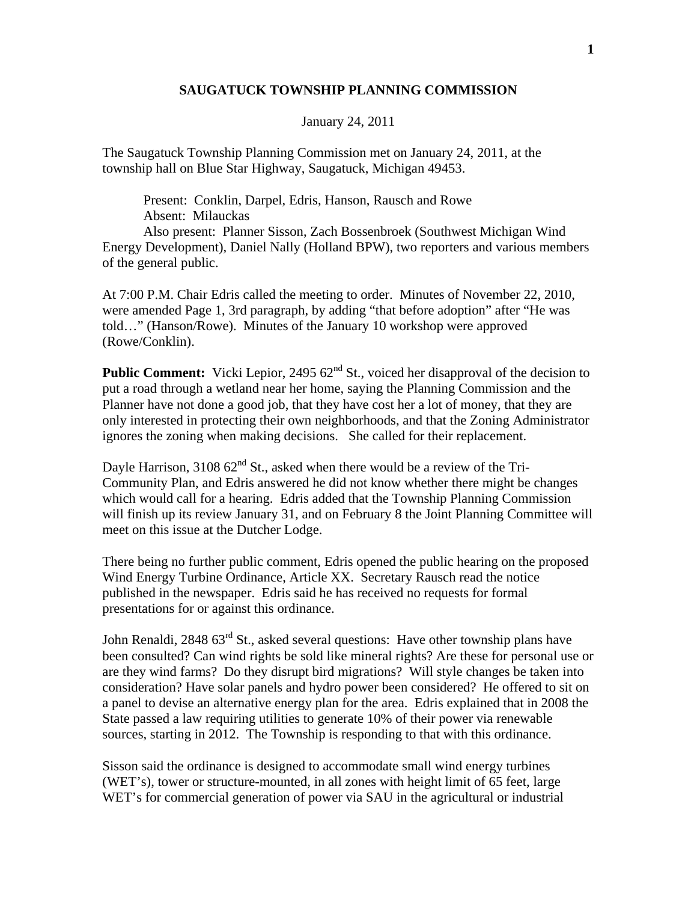**SAUGATUCK TOWNSHIP PLANNING COMMISSION**

January 24, 2011

The Saugatuck Township Planning Commission met on January 24, 2011, at the township hall on Blue Star Highway, Saugatuck, Michigan 49453.

Present: Conklin, Darpel, Edris, Hanson, Rausch and Rowe
Absent: Milauckas
Also present: Planner Sisson, Zach Bossenbroek (Southwest Michigan Wind Energy Development), Daniel Nally (Holland BPW), two reporters and various members of the general public.

At 7:00 P.M. Chair Edris called the meeting to order. Minutes of November 22, 2010, were amended Page 1, 3rd paragraph, by adding "that before adoption" after "He was told…" (Hanson/Rowe). Minutes of the January 10 workshop were approved (Rowe/Conklin).

**Public Comment:** Vicki Lepior, 2495 62nd St., voiced her disapproval of the decision to put a road through a wetland near her home, saying the Planning Commission and the Planner have not done a good job, that they have cost her a lot of money, that they are only interested in protecting their own neighborhoods, and that the Zoning Administrator ignores the zoning when making decisions. She called for their replacement.

Dayle Harrison, 3108 62nd St., asked when there would be a review of the Tri-Community Plan, and Edris answered he did not know whether there might be changes which would call for a hearing. Edris added that the Township Planning Commission will finish up its review January 31, and on February 8 the Joint Planning Committee will meet on this issue at the Dutcher Lodge.

There being no further public comment, Edris opened the public hearing on the proposed Wind Energy Turbine Ordinance, Article XX. Secretary Rausch read the notice published in the newspaper. Edris said he has received no requests for formal presentations for or against this ordinance.

John Renaldi, 2848 63rd St., asked several questions: Have other township plans have been consulted? Can wind rights be sold like mineral rights? Are these for personal use or are they wind farms? Do they disrupt bird migrations? Will style changes be taken into consideration? Have solar panels and hydro power been considered? He offered to sit on a panel to devise an alternative energy plan for the area. Edris explained that in 2008 the State passed a law requiring utilities to generate 10% of their power via renewable sources, starting in 2012. The Township is responding to that with this ordinance.

Sisson said the ordinance is designed to accommodate small wind energy turbines (WET's), tower or structure-mounted, in all zones with height limit of 65 feet, large WET's for commercial generation of power via SAU in the agricultural or industrial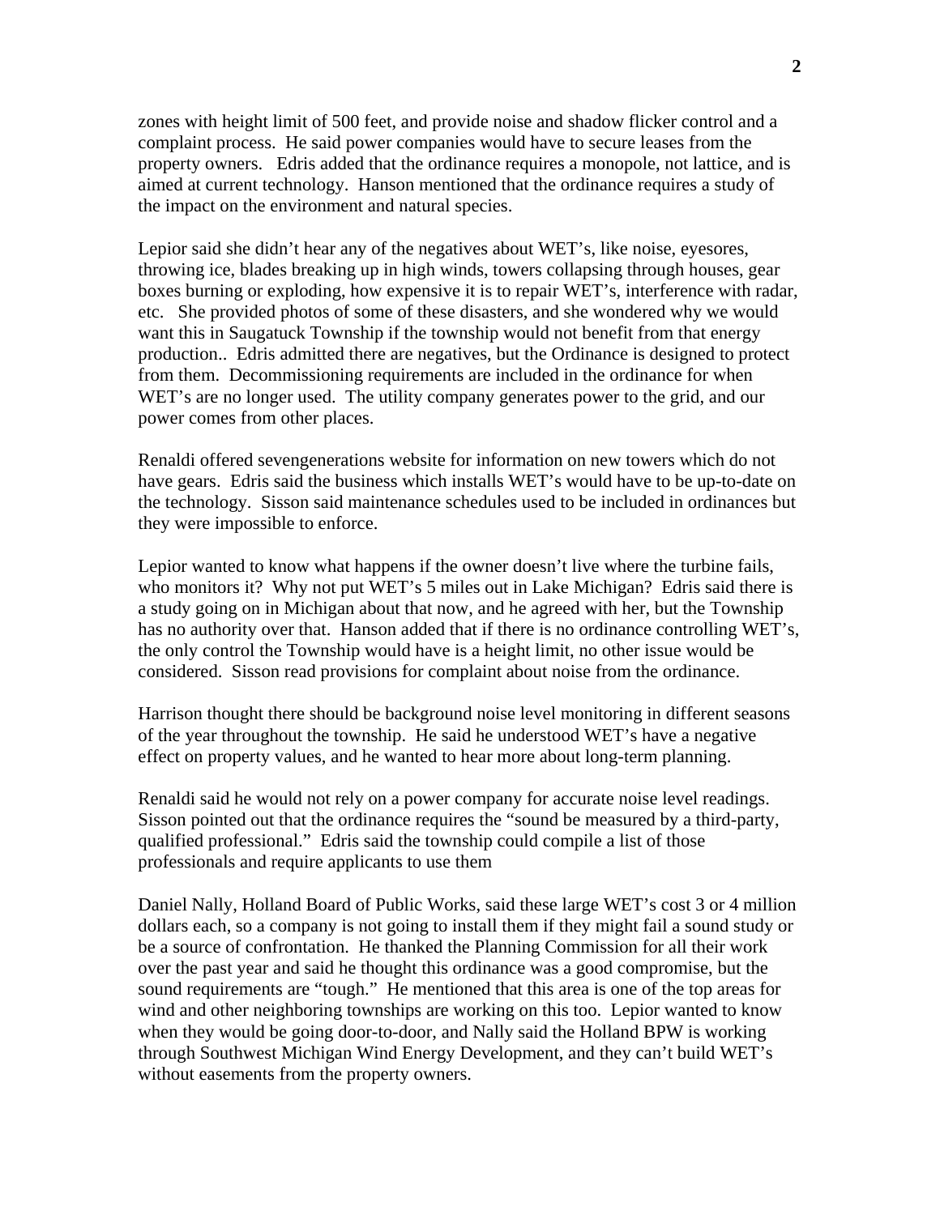zones with height limit of 500 feet, and provide noise and shadow flicker control and a complaint process. He said power companies would have to secure leases from the property owners. Edris added that the ordinance requires a monopole, not lattice, and is aimed at current technology. Hanson mentioned that the ordinance requires a study of the impact on the environment and natural species.

Lepior said she didn't hear any of the negatives about WET's, like noise, eyesores, throwing ice, blades breaking up in high winds, towers collapsing through houses, gear boxes burning or exploding, how expensive it is to repair WET's, interference with radar, etc. She provided photos of some of these disasters, and she wondered why we would want this in Saugatuck Township if the township would not benefit from that energy production.. Edris admitted there are negatives, but the Ordinance is designed to protect from them. Decommissioning requirements are included in the ordinance for when WET's are no longer used. The utility company generates power to the grid, and our power comes from other places.

Renaldi offered sevengenerations website for information on new towers which do not have gears. Edris said the business which installs WET's would have to be up-to-date on the technology. Sisson said maintenance schedules used to be included in ordinances but they were impossible to enforce.

Lepior wanted to know what happens if the owner doesn't live where the turbine fails, who monitors it? Why not put WET's 5 miles out in Lake Michigan? Edris said there is a study going on in Michigan about that now, and he agreed with her, but the Township has no authority over that. Hanson added that if there is no ordinance controlling WET's, the only control the Township would have is a height limit, no other issue would be considered. Sisson read provisions for complaint about noise from the ordinance.

Harrison thought there should be background noise level monitoring in different seasons of the year throughout the township. He said he understood WET's have a negative effect on property values, and he wanted to hear more about long-term planning.

Renaldi said he would not rely on a power company for accurate noise level readings. Sisson pointed out that the ordinance requires the "sound be measured by a third-party, qualified professional." Edris said the township could compile a list of those professionals and require applicants to use them

Daniel Nally, Holland Board of Public Works, said these large WET's cost 3 or 4 million dollars each, so a company is not going to install them if they might fail a sound study or be a source of confrontation. He thanked the Planning Commission for all their work over the past year and said he thought this ordinance was a good compromise, but the sound requirements are "tough." He mentioned that this area is one of the top areas for wind and other neighboring townships are working on this too. Lepior wanted to know when they would be going door-to-door, and Nally said the Holland BPW is working through Southwest Michigan Wind Energy Development, and they can't build WET's without easements from the property owners.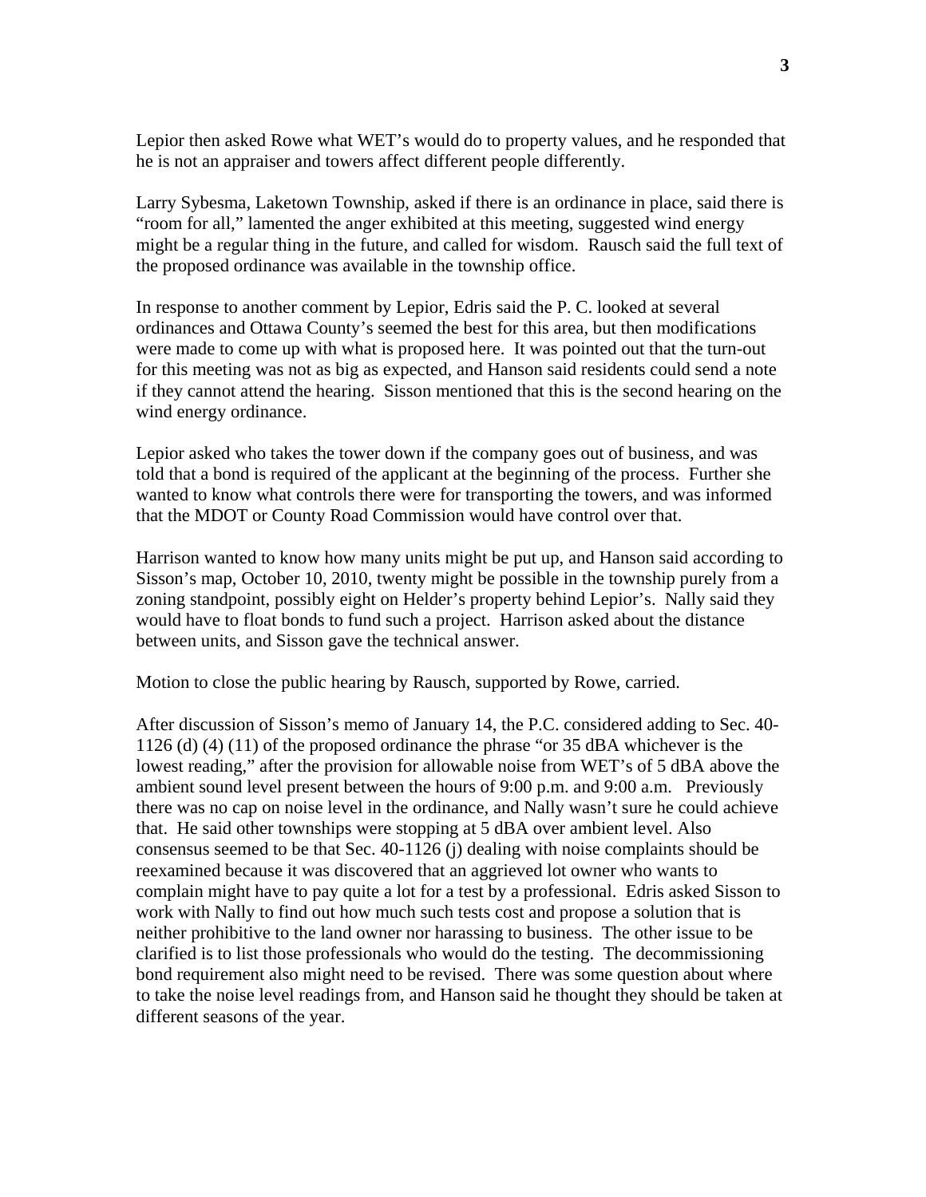Lepior then asked Rowe what WET's would do to property values, and he responded that he is not an appraiser and towers affect different people differently.

Larry Sybesma, Laketown Township, asked if there is an ordinance in place, said there is "room for all," lamented the anger exhibited at this meeting, suggested wind energy might be a regular thing in the future, and called for wisdom. Rausch said the full text of the proposed ordinance was available in the township office.

In response to another comment by Lepior, Edris said the P. C. looked at several ordinances and Ottawa County's seemed the best for this area, but then modifications were made to come up with what is proposed here. It was pointed out that the turn-out for this meeting was not as big as expected, and Hanson said residents could send a note if they cannot attend the hearing. Sisson mentioned that this is the second hearing on the wind energy ordinance.

Lepior asked who takes the tower down if the company goes out of business, and was told that a bond is required of the applicant at the beginning of the process. Further she wanted to know what controls there were for transporting the towers, and was informed that the MDOT or County Road Commission would have control over that.

Harrison wanted to know how many units might be put up, and Hanson said according to Sisson's map, October 10, 2010, twenty might be possible in the township purely from a zoning standpoint, possibly eight on Helder's property behind Lepior's. Nally said they would have to float bonds to fund such a project. Harrison asked about the distance between units, and Sisson gave the technical answer.

Motion to close the public hearing by Rausch, supported by Rowe, carried.

After discussion of Sisson's memo of January 14, the P.C. considered adding to Sec. 40-1126 (d) (4) (11) of the proposed ordinance the phrase "or 35 dBA whichever is the lowest reading," after the provision for allowable noise from WET's of 5 dBA above the ambient sound level present between the hours of 9:00 p.m. and 9:00 a.m. Previously there was no cap on noise level in the ordinance, and Nally wasn't sure he could achieve that. He said other townships were stopping at 5 dBA over ambient level. Also consensus seemed to be that Sec. 40-1126 (j) dealing with noise complaints should be reexamined because it was discovered that an aggrieved lot owner who wants to complain might have to pay quite a lot for a test by a professional. Edris asked Sisson to work with Nally to find out how much such tests cost and propose a solution that is neither prohibitive to the land owner nor harassing to business. The other issue to be clarified is to list those professionals who would do the testing. The decommissioning bond requirement also might need to be revised. There was some question about where to take the noise level readings from, and Hanson said he thought they should be taken at different seasons of the year.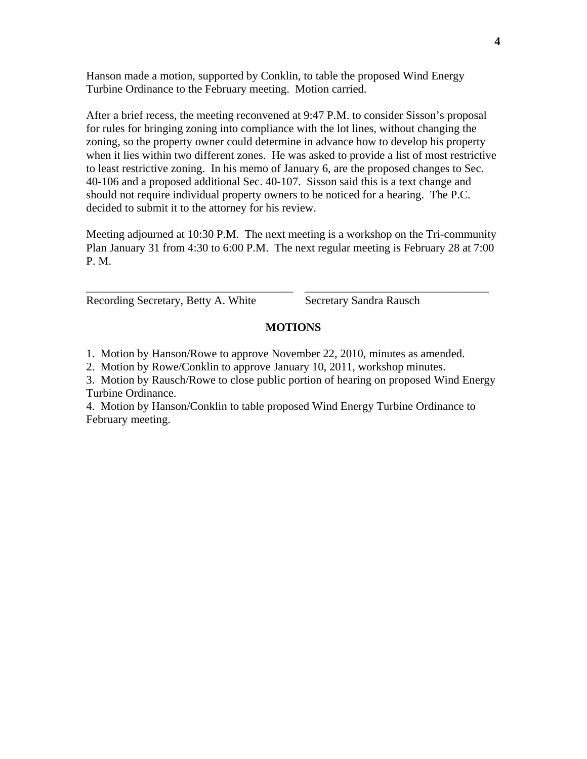Hanson made a motion, supported by Conklin, to table the proposed Wind Energy Turbine Ordinance to the February meeting. Motion carried.

After a brief recess, the meeting reconvened at 9:47 P.M. to consider Sisson's proposal for rules for bringing zoning into compliance with the lot lines, without changing the zoning, so the property owner could determine in advance how to develop his property when it lies within two different zones. He was asked to provide a list of most restrictive to least restrictive zoning. In his memo of January 6, are the proposed changes to Sec. 40-106 and a proposed additional Sec. 40-107. Sisson said this is a text change and should not require individual property owners to be noticed for a hearing. The P.C. decided to submit it to the attorney for his review.

Meeting adjourned at 10:30 P.M. The next meeting is a workshop on the Tri-community Plan January 31 from 4:30 to 6:00 P.M. The next regular meeting is February 28 at 7:00 P. M.

_____________________________________ _________________________________

Recording Secretary, Betty A. White Secretary Sandra Rausch

**MOTIONS**

1. Motion by Hanson/Rowe to approve November 22, 2010, minutes as amended.
2. Motion by Rowe/Conklin to approve January 10, 2011, workshop minutes.
3. Motion by Rausch/Rowe to close public portion of hearing on proposed Wind Energy Turbine Ordinance.
4. Motion by Hanson/Conklin to table proposed Wind Energy Turbine Ordinance to February meeting.